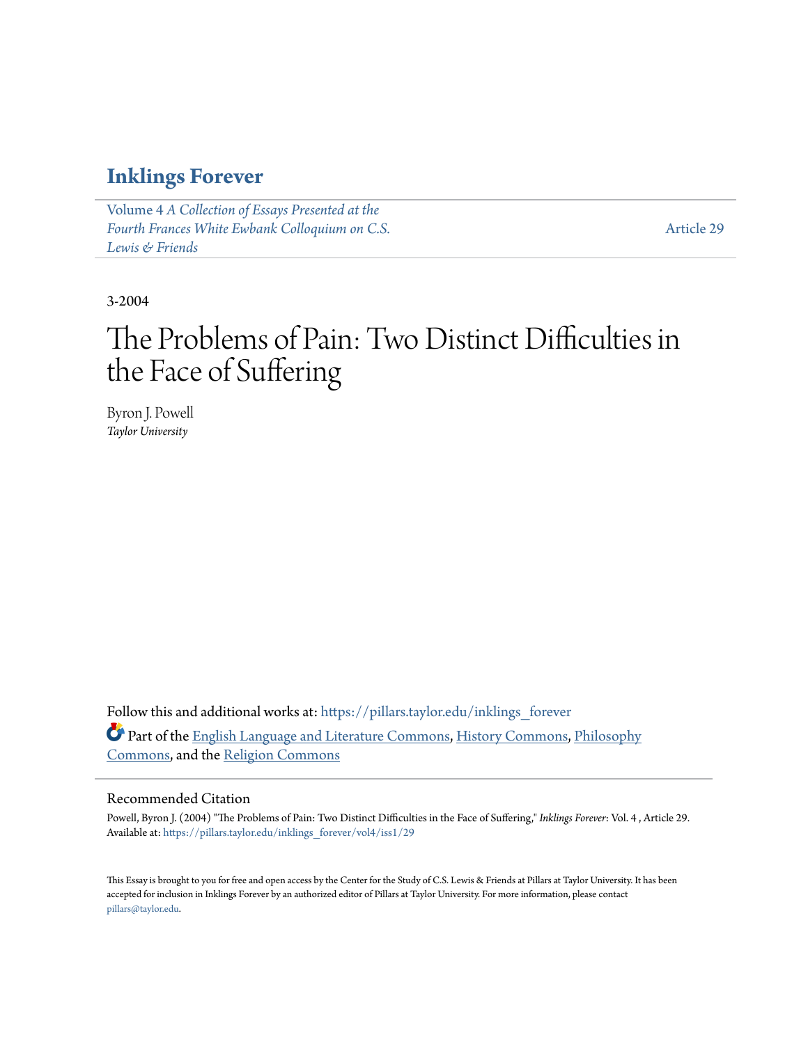# Inklings Forever

Volume 4 *A Collection of Essays Presented at the Fourth Frances White Ewbank Colloquium on C.S. Lewis & Friends*

Article 29

3-2004

# The Problems of Pain: Two Distinct Difficulties in the Face of Suffering

Byron J. Powell
*Taylor University*

Follow this and additional works at: https://pillars.taylor.edu/inklings_forever

Part of the English Language and Literature Commons, History Commons, Philosophy Commons, and the Religion Commons

## Recommended Citation

Powell, Byron J. (2004) "The Problems of Pain: Two Distinct Difficulties in the Face of Suffering," *Inklings Forever*: Vol. 4 , Article 29.
Available at: https://pillars.taylor.edu/inklings_forever/vol4/iss1/29

This Essay is brought to you for free and open access by the Center for the Study of C.S. Lewis & Friends at Pillars at Taylor University. It has been accepted for inclusion in Inklings Forever by an authorized editor of Pillars at Taylor University. For more information, please contact pillars@taylor.edu.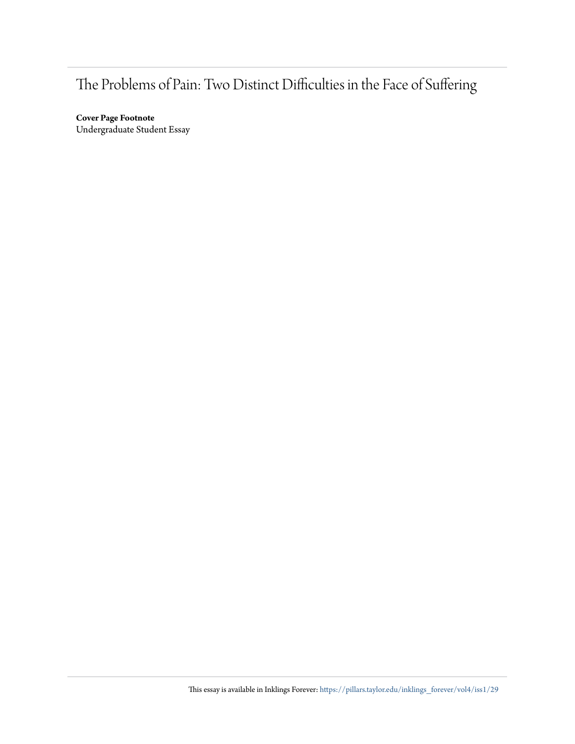# The Problems of Pain: Two Distinct Difficulties in the Face of Suffering

**Cover Page Footnote**
Undergraduate Student Essay

This essay is available in Inklings Forever: https://pillars.taylor.edu/inklings_forever/vol4/iss1/29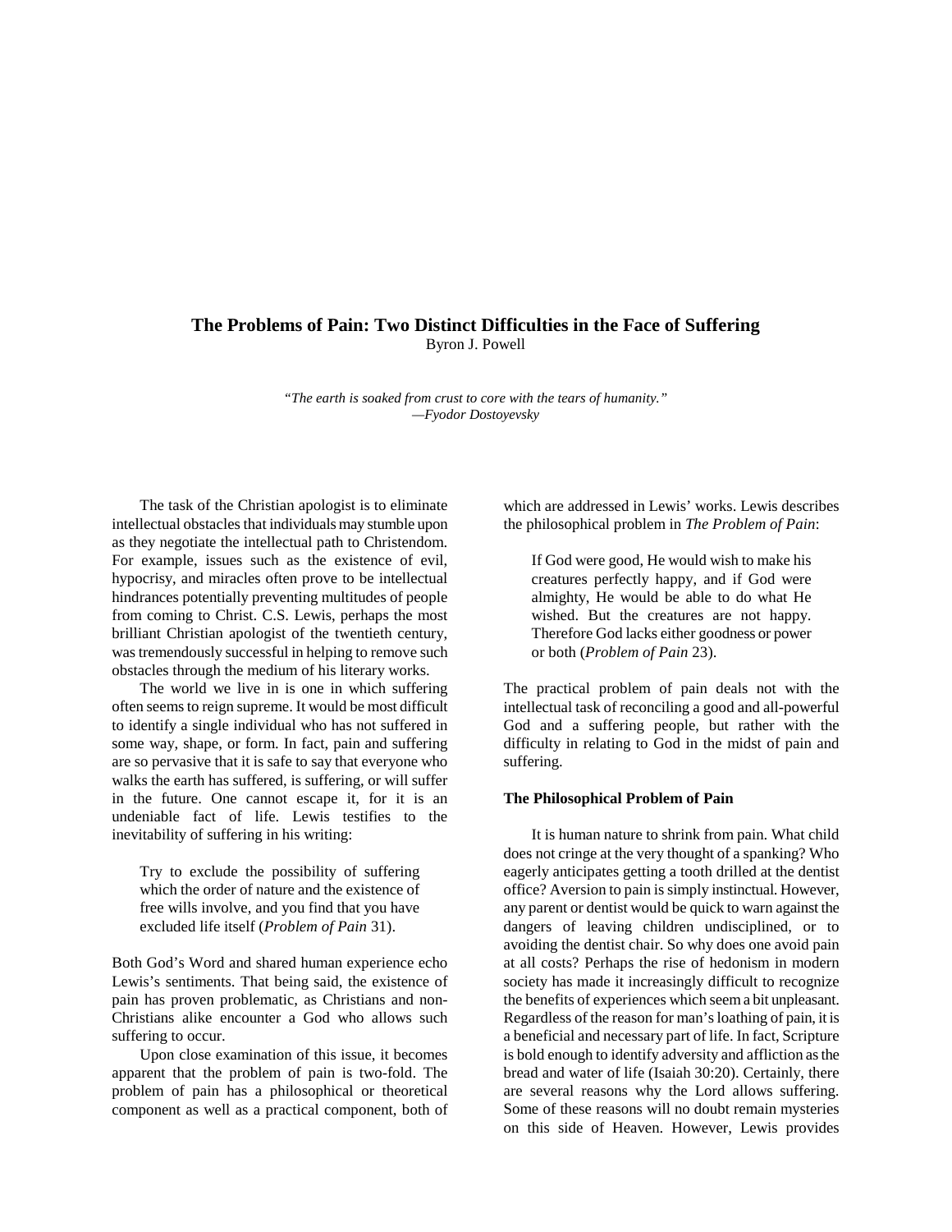## The Problems of Pain: Two Distinct Difficulties in the Face of Suffering

Byron J. Powell

*"The earth is soaked from crust to core with the tears of humanity."*
*—Fyodor Dostoyevsky*

The task of the Christian apologist is to eliminate intellectual obstacles that individuals may stumble upon as they negotiate the intellectual path to Christendom. For example, issues such as the existence of evil, hypocrisy, and miracles often prove to be intellectual hindrances potentially preventing multitudes of people from coming to Christ. C.S. Lewis, perhaps the most brilliant Christian apologist of the twentieth century, was tremendously successful in helping to remove such obstacles through the medium of his literary works.

The world we live in is one in which suffering often seems to reign supreme. It would be most difficult to identify a single individual who has not suffered in some way, shape, or form. In fact, pain and suffering are so pervasive that it is safe to say that everyone who walks the earth has suffered, is suffering, or will suffer in the future. One cannot escape it, for it is an undeniable fact of life. Lewis testifies to the inevitability of suffering in his writing:

> Try to exclude the possibility of suffering which the order of nature and the existence of free wills involve, and you find that you have excluded life itself (*Problem of Pain* 31).

Both God's Word and shared human experience echo Lewis's sentiments. That being said, the existence of pain has proven problematic, as Christians and non-Christians alike encounter a God who allows such suffering to occur.

Upon close examination of this issue, it becomes apparent that the problem of pain is two-fold. The problem of pain has a philosophical or theoretical component as well as a practical component, both of which are addressed in Lewis' works. Lewis describes the philosophical problem in *The Problem of Pain*:

> If God were good, He would wish to make his creatures perfectly happy, and if God were almighty, He would be able to do what He wished. But the creatures are not happy. Therefore God lacks either goodness or power or both (*Problem of Pain* 23).

The practical problem of pain deals not with the intellectual task of reconciling a good and all-powerful God and a suffering people, but rather with the difficulty in relating to God in the midst of pain and suffering.

### The Philosophical Problem of Pain

It is human nature to shrink from pain. What child does not cringe at the very thought of a spanking? Who eagerly anticipates getting a tooth drilled at the dentist office? Aversion to pain is simply instinctual. However, any parent or dentist would be quick to warn against the dangers of leaving children undisciplined, or to avoiding the dentist chair. So why does one avoid pain at all costs? Perhaps the rise of hedonism in modern society has made it increasingly difficult to recognize the benefits of experiences which seem a bit unpleasant. Regardless of the reason for man's loathing of pain, it is a beneficial and necessary part of life. In fact, Scripture is bold enough to identify adversity and affliction as the bread and water of life (Isaiah 30:20). Certainly, there are several reasons why the Lord allows suffering. Some of these reasons will no doubt remain mysteries on this side of Heaven. However, Lewis provides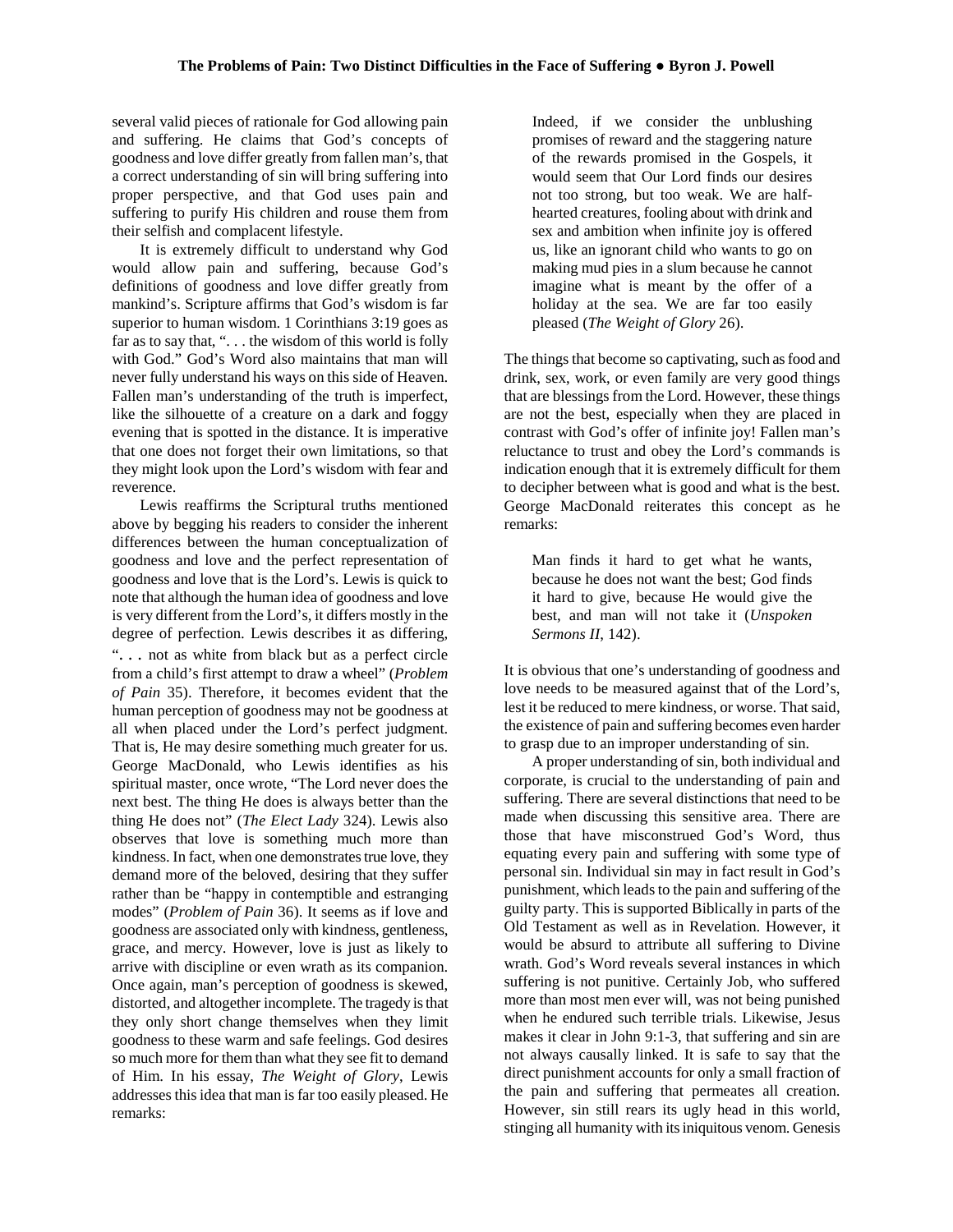several valid pieces of rationale for God allowing pain and suffering. He claims that God's concepts of goodness and love differ greatly from fallen man's, that a correct understanding of sin will bring suffering into proper perspective, and that God uses pain and suffering to purify His children and rouse them from their selfish and complacent lifestyle.

It is extremely difficult to understand why God would allow pain and suffering, because God's definitions of goodness and love differ greatly from mankind's. Scripture affirms that God's wisdom is far superior to human wisdom. 1 Corinthians 3:19 goes as far as to say that, ". . . the wisdom of this world is folly with God." God's Word also maintains that man will never fully understand his ways on this side of Heaven. Fallen man's understanding of the truth is imperfect, like the silhouette of a creature on a dark and foggy evening that is spotted in the distance. It is imperative that one does not forget their own limitations, so that they might look upon the Lord's wisdom with fear and reverence.

Lewis reaffirms the Scriptural truths mentioned above by begging his readers to consider the inherent differences between the human conceptualization of goodness and love and the perfect representation of goodness and love that is the Lord's. Lewis is quick to note that although the human idea of goodness and love is very different from the Lord's, it differs mostly in the degree of perfection. Lewis describes it as differing, ". . . not as white from black but as a perfect circle from a child's first attempt to draw a wheel" (*Problem of Pain* 35). Therefore, it becomes evident that the human perception of goodness may not be goodness at all when placed under the Lord's perfect judgment. That is, He may desire something much greater for us. George MacDonald, who Lewis identifies as his spiritual master, once wrote, "The Lord never does the next best. The thing He does is always better than the thing He does not" (*The Elect Lady* 324). Lewis also observes that love is something much more than kindness. In fact, when one demonstrates true love, they demand more of the beloved, desiring that they suffer rather than be "happy in contemptible and estranging modes" (*Problem of Pain* 36). It seems as if love and goodness are associated only with kindness, gentleness, grace, and mercy. However, love is just as likely to arrive with discipline or even wrath as its companion. Once again, man's perception of goodness is skewed, distorted, and altogether incomplete. The tragedy is that they only short change themselves when they limit goodness to these warm and safe feelings. God desires so much more for them than what they see fit to demand of Him. In his essay, *The Weight of Glory*, Lewis addresses this idea that man is far too easily pleased. He remarks:

> Indeed, if we consider the unblushing promises of reward and the staggering nature of the rewards promised in the Gospels, it would seem that Our Lord finds our desires not too strong, but too weak. We are half-hearted creatures, fooling about with drink and sex and ambition when infinite joy is offered us, like an ignorant child who wants to go on making mud pies in a slum because he cannot imagine what is meant by the offer of a holiday at the sea. We are far too easily pleased (*The Weight of Glory* 26).

The things that become so captivating, such as food and drink, sex, work, or even family are very good things that are blessings from the Lord. However, these things are not the best, especially when they are placed in contrast with God's offer of infinite joy! Fallen man's reluctance to trust and obey the Lord's commands is indication enough that it is extremely difficult for them to decipher between what is good and what is the best. George MacDonald reiterates this concept as he remarks:

> Man finds it hard to get what he wants, because he does not want the best; God finds it hard to give, because He would give the best, and man will not take it (*Unspoken Sermons II*, 142).

It is obvious that one's understanding of goodness and love needs to be measured against that of the Lord's, lest it be reduced to mere kindness, or worse. That said, the existence of pain and suffering becomes even harder to grasp due to an improper understanding of sin.

A proper understanding of sin, both individual and corporate, is crucial to the understanding of pain and suffering. There are several distinctions that need to be made when discussing this sensitive area. There are those that have misconstrued God's Word, thus equating every pain and suffering with some type of personal sin. Individual sin may in fact result in God's punishment, which leads to the pain and suffering of the guilty party. This is supported Biblically in parts of the Old Testament as well as in Revelation. However, it would be absurd to attribute all suffering to Divine wrath. God's Word reveals several instances in which suffering is not punitive. Certainly Job, who suffered more than most men ever will, was not being punished when he endured such terrible trials. Likewise, Jesus makes it clear in John 9:1-3, that suffering and sin are not always causally linked. It is safe to say that the direct punishment accounts for only a small fraction of the pain and suffering that permeates all creation. However, sin still rears its ugly head in this world, stinging all humanity with its iniquitous venom. Genesis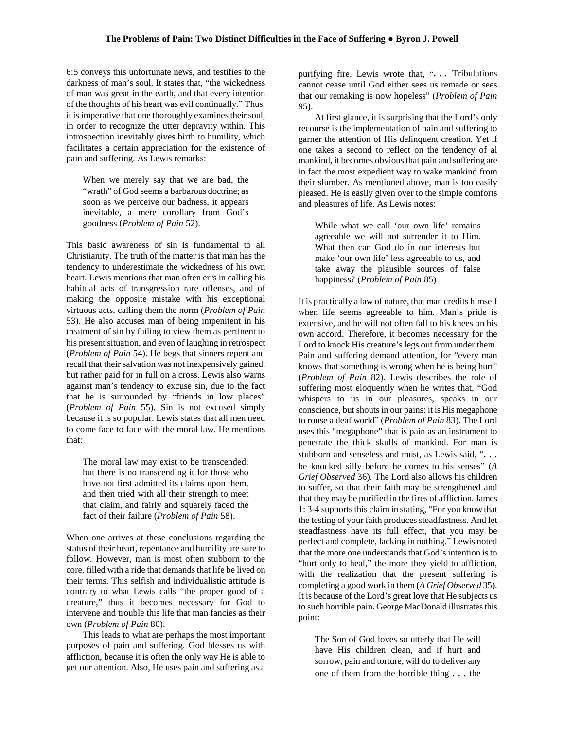6:5 conveys this unfortunate news, and testifies to the darkness of man's soul. It states that, "the wickedness of man was great in the earth, and that every intention of the thoughts of his heart was evil continually." Thus, it is imperative that one thoroughly examines their soul, in order to recognize the utter depravity within. This introspection inevitably gives birth to humility, which facilitates a certain appreciation for the existence of pain and suffering. As Lewis remarks:

> When we merely say that we are bad, the "wrath" of God seems a barbarous doctrine; as soon as we perceive our badness, it appears inevitable, a mere corollary from God's goodness (*Problem of Pain* 52).

This basic awareness of sin is fundamental to all Christianity. The truth of the matter is that man has the tendency to underestimate the wickedness of his own heart. Lewis mentions that man often errs in calling his habitual acts of transgression rare offenses, and of making the opposite mistake with his exceptional virtuous acts, calling them the norm (*Problem of Pain* 53). He also accuses man of being impenitent in his treatment of sin by failing to view them as pertinent to his present situation, and even of laughing in retrospect (*Problem of Pain* 54). He begs that sinners repent and recall that their salvation was not inexpensively gained, but rather paid for in full on a cross. Lewis also warns against man's tendency to excuse sin, due to the fact that he is surrounded by "friends in low places" (*Problem of Pain* 55). Sin is not excused simply because it is so popular. Lewis states that all men need to come face to face with the moral law. He mentions that:

> The moral law may exist to be transcended: but there is no transcending it for those who have not first admitted its claims upon them, and then tried with all their strength to meet that claim, and fairly and squarely faced the fact of their failure (*Problem of Pain* 58).

When one arrives at these conclusions regarding the status of their heart, repentance and humility are sure to follow. However, man is most often stubborn to the core, filled with a ride that demands that life be lived on their terms. This selfish and individualistic attitude is contrary to what Lewis calls "the proper good of a creature," thus it becomes necessary for God to intervene and trouble this life that man fancies as their own (*Problem of Pain* 80).

This leads to what are perhaps the most important purposes of pain and suffering. God blesses us with affliction, because it is often the only way He is able to get our attention. Also, He uses pain and suffering as a purifying fire. Lewis wrote that, ". . . Tribulations cannot cease until God either sees us remade or sees that our remaking is now hopeless" (*Problem of Pain* 95).

At first glance, it is surprising that the Lord's only recourse is the implementation of pain and suffering to garner the attention of His delinquent creation. Yet if one takes a second to reflect on the tendency of al mankind, it becomes obvious that pain and suffering are in fact the most expedient way to wake mankind from their slumber. As mentioned above, man is too easily pleased. He is easily given over to the simple comforts and pleasures of life. As Lewis notes:

> While what we call 'our own life' remains agreeable we will not surrender it to Him. What then can God do in our interests but make 'our own life' less agreeable to us, and take away the plausible sources of false happiness? (*Problem of Pain* 85)

It is practically a law of nature, that man credits himself when life seems agreeable to him. Man's pride is extensive, and he will not often fall to his knees on his own accord. Therefore, it becomes necessary for the Lord to knock His creature's legs out from under them. Pain and suffering demand attention, for "every man knows that something is wrong when he is being hurt" (*Problem of Pain* 82). Lewis describes the role of suffering most eloquently when he writes that, "God whispers to us in our pleasures, speaks in our conscience, but shouts in our pains: it is His megaphone to rouse a deaf world" (*Problem of Pain* 83). The Lord uses this "megaphone" that is pain as an instrument to penetrate the thick skulls of mankind. For man is stubborn and senseless and must, as Lewis said, ". . . be knocked silly before he comes to his senses" (*A Grief Observed* 36). The Lord also allows his children to suffer, so that their faith may be strengthened and that they may be purified in the fires of affliction. James 1: 3-4 supports this claim in stating, "For you know that the testing of your faith produces steadfastness. And let steadfastness have its full effect, that you may be perfect and complete, lacking in nothing." Lewis noted that the more one understands that God's intention is to "hurt only to heal," the more they yield to affliction, with the realization that the present suffering is completing a good work in them (*A Grief Observed* 35). It is because of the Lord's great love that He subjects us to such horrible pain. George MacDonald illustrates this point:

> The Son of God loves so utterly that He will have His children clean, and if hurt and sorrow, pain and torture, will do to deliver any one of them from the horrible thing . . . the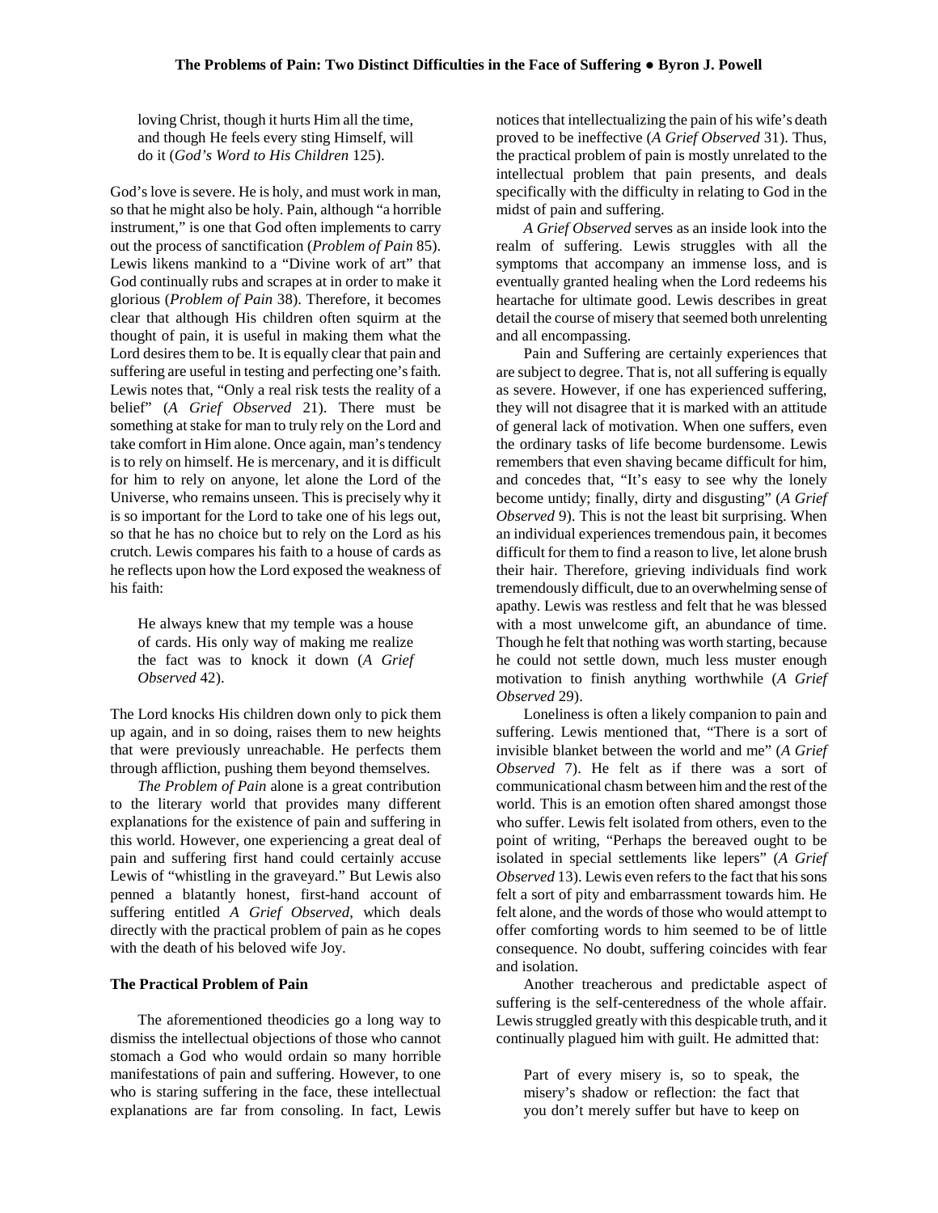> loving Christ, though it hurts Him all the time, and though He feels every sting Himself, will do it (*God's Word to His Children* 125).

God's love is severe. He is holy, and must work in man, so that he might also be holy. Pain, although "a horrible instrument," is one that God often implements to carry out the process of sanctification (*Problem of Pain* 85). Lewis likens mankind to a "Divine work of art" that God continually rubs and scrapes at in order to make it glorious (*Problem of Pain* 38). Therefore, it becomes clear that although His children often squirm at the thought of pain, it is useful in making them what the Lord desires them to be. It is equally clear that pain and suffering are useful in testing and perfecting one's faith. Lewis notes that, "Only a real risk tests the reality of a belief" (*A Grief Observed* 21). There must be something at stake for man to truly rely on the Lord and take comfort in Him alone. Once again, man's tendency is to rely on himself. He is mercenary, and it is difficult for him to rely on anyone, let alone the Lord of the Universe, who remains unseen. This is precisely why it is so important for the Lord to take one of his legs out, so that he has no choice but to rely on the Lord as his crutch. Lewis compares his faith to a house of cards as he reflects upon how the Lord exposed the weakness of his faith:

> He always knew that my temple was a house of cards. His only way of making me realize the fact was to knock it down (*A Grief Observed* 42).

The Lord knocks His children down only to pick them up again, and in so doing, raises them to new heights that were previously unreachable. He perfects them through affliction, pushing them beyond themselves.

*The Problem of Pain* alone is a great contribution to the literary world that provides many different explanations for the existence of pain and suffering in this world. However, one experiencing a great deal of pain and suffering first hand could certainly accuse Lewis of "whistling in the graveyard." But Lewis also penned a blatantly honest, first-hand account of suffering entitled *A Grief Observed*, which deals directly with the practical problem of pain as he copes with the death of his beloved wife Joy.

**The Practical Problem of Pain**

The aforementioned theodicies go a long way to dismiss the intellectual objections of those who cannot stomach a God who would ordain so many horrible manifestations of pain and suffering. However, to one who is staring suffering in the face, these intellectual explanations are far from consoling. In fact, Lewis notices that intellectualizing the pain of his wife's death proved to be ineffective (*A Grief Observed* 31). Thus, the practical problem of pain is mostly unrelated to the intellectual problem that pain presents, and deals specifically with the difficulty in relating to God in the midst of pain and suffering.

*A Grief Observed* serves as an inside look into the realm of suffering. Lewis struggles with all the symptoms that accompany an immense loss, and is eventually granted healing when the Lord redeems his heartache for ultimate good. Lewis describes in great detail the course of misery that seemed both unrelenting and all encompassing.

Pain and Suffering are certainly experiences that are subject to degree. That is, not all suffering is equally as severe. However, if one has experienced suffering, they will not disagree that it is marked with an attitude of general lack of motivation. When one suffers, even the ordinary tasks of life become burdensome. Lewis remembers that even shaving became difficult for him, and concedes that, "It's easy to see why the lonely become untidy; finally, dirty and disgusting" (*A Grief Observed* 9). This is not the least bit surprising. When an individual experiences tremendous pain, it becomes difficult for them to find a reason to live, let alone brush their hair. Therefore, grieving individuals find work tremendously difficult, due to an overwhelming sense of apathy. Lewis was restless and felt that he was blessed with a most unwelcome gift, an abundance of time. Though he felt that nothing was worth starting, because he could not settle down, much less muster enough motivation to finish anything worthwhile (*A Grief Observed* 29).

Loneliness is often a likely companion to pain and suffering. Lewis mentioned that, "There is a sort of invisible blanket between the world and me" (*A Grief Observed* 7). He felt as if there was a sort of communicational chasm between him and the rest of the world. This is an emotion often shared amongst those who suffer. Lewis felt isolated from others, even to the point of writing, "Perhaps the bereaved ought to be isolated in special settlements like lepers" (*A Grief Observed* 13). Lewis even refers to the fact that his sons felt a sort of pity and embarrassment towards him. He felt alone, and the words of those who would attempt to offer comforting words to him seemed to be of little consequence. No doubt, suffering coincides with fear and isolation.

Another treacherous and predictable aspect of suffering is the self-centeredness of the whole affair. Lewis struggled greatly with this despicable truth, and it continually plagued him with guilt. He admitted that:

> Part of every misery is, so to speak, the misery's shadow or reflection: the fact that you don't merely suffer but have to keep on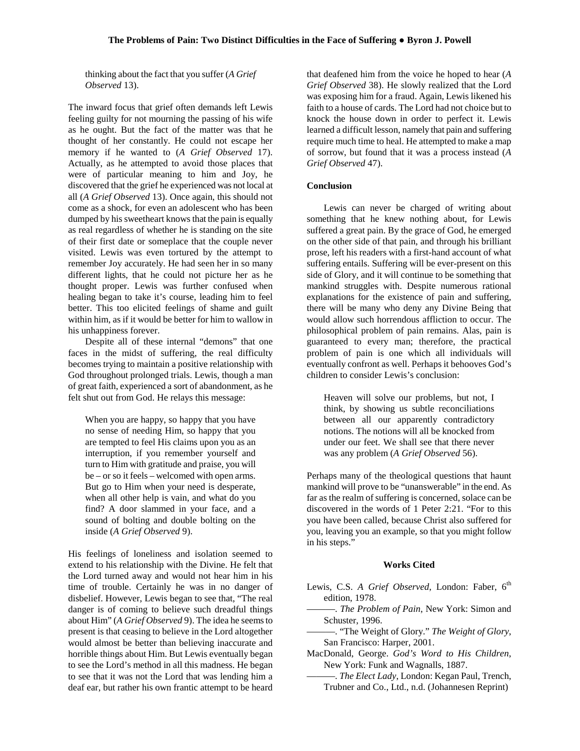thinking about the fact that you suffer (*A Grief Observed* 13).

The inward focus that grief often demands left Lewis feeling guilty for not mourning the passing of his wife as he ought. But the fact of the matter was that he thought of her constantly. He could not escape her memory if he wanted to (*A Grief Observed* 17). Actually, as he attempted to avoid those places that were of particular meaning to him and Joy, he discovered that the grief he experienced was not local at all (*A Grief Observed* 13). Once again, this should not come as a shock, for even an adolescent who has been dumped by his sweetheart knows that the pain is equally as real regardless of whether he is standing on the site of their first date or someplace that the couple never visited. Lewis was even tortured by the attempt to remember Joy accurately. He had seen her in so many different lights, that he could not picture her as he thought proper. Lewis was further confused when healing began to take it's course, leading him to feel better. This too elicited feelings of shame and guilt within him, as if it would be better for him to wallow in his unhappiness forever.

Despite all of these internal "demons" that one faces in the midst of suffering, the real difficulty becomes trying to maintain a positive relationship with God throughout prolonged trials. Lewis, though a man of great faith, experienced a sort of abandonment, as he felt shut out from God. He relays this message:

> When you are happy, so happy that you have no sense of needing Him, so happy that you are tempted to feel His claims upon you as an interruption, if you remember yourself and turn to Him with gratitude and praise, you will be – or so it feels – welcomed with open arms. But go to Him when your need is desperate, when all other help is vain, and what do you find? A door slammed in your face, and a sound of bolting and double bolting on the inside (*A Grief Observed* 9).

His feelings of loneliness and isolation seemed to extend to his relationship with the Divine. He felt that the Lord turned away and would not hear him in his time of trouble. Certainly he was in no danger of disbelief. However, Lewis began to see that, "The real danger is of coming to believe such dreadful things about Him" (*A Grief Observed* 9). The idea he seems to present is that ceasing to believe in the Lord altogether would almost be better than believing inaccurate and horrible things about Him. But Lewis eventually began to see the Lord's method in all this madness. He began to see that it was not the Lord that was lending him a deaf ear, but rather his own frantic attempt to be heard that deafened him from the voice he hoped to hear (*A Grief Observed* 38). He slowly realized that the Lord was exposing him for a fraud. Again, Lewis likened his faith to a house of cards. The Lord had not choice but to knock the house down in order to perfect it. Lewis learned a difficult lesson, namely that pain and suffering require much time to heal. He attempted to make a map of sorrow, but found that it was a process instead (*A Grief Observed* 47).

**Conclusion**

Lewis can never be charged of writing about something that he knew nothing about, for Lewis suffered a great pain. By the grace of God, he emerged on the other side of that pain, and through his brilliant prose, left his readers with a first-hand account of what suffering entails. Suffering will be ever-present on this side of Glory, and it will continue to be something that mankind struggles with. Despite numerous rational explanations for the existence of pain and suffering, there will be many who deny any Divine Being that would allow such horrendous affliction to occur. The philosophical problem of pain remains. Alas, pain is guaranteed to every man; therefore, the practical problem of pain is one which all individuals will eventually confront as well. Perhaps it behooves God's children to consider Lewis's conclusion:

> Heaven will solve our problems, but not, I think, by showing us subtle reconciliations between all our apparently contradictory notions. The notions will all be knocked from under our feet. We shall see that there never was any problem (*A Grief Observed* 56).

Perhaps many of the theological questions that haunt mankind will prove to be "unanswerable" in the end. As far as the realm of suffering is concerned, solace can be discovered in the words of 1 Peter 2:21. "For to this you have been called, because Christ also suffered for you, leaving you an example, so that you might follow in his steps."

**Works Cited**

Lewis, C.S. *A Grief Observed*, London: Faber, 6th edition, 1978.

———. *The Problem of Pain*, New York: Simon and Schuster, 1996.

———. "The Weight of Glory." *The Weight of Glory*, San Francisco: Harper, 2001.

MacDonald, George. *God's Word to His Children*, New York: Funk and Wagnalls, 1887.

———. *The Elect Lady*, London: Kegan Paul, Trench, Trubner and Co., Ltd., n.d. (Johannesen Reprint)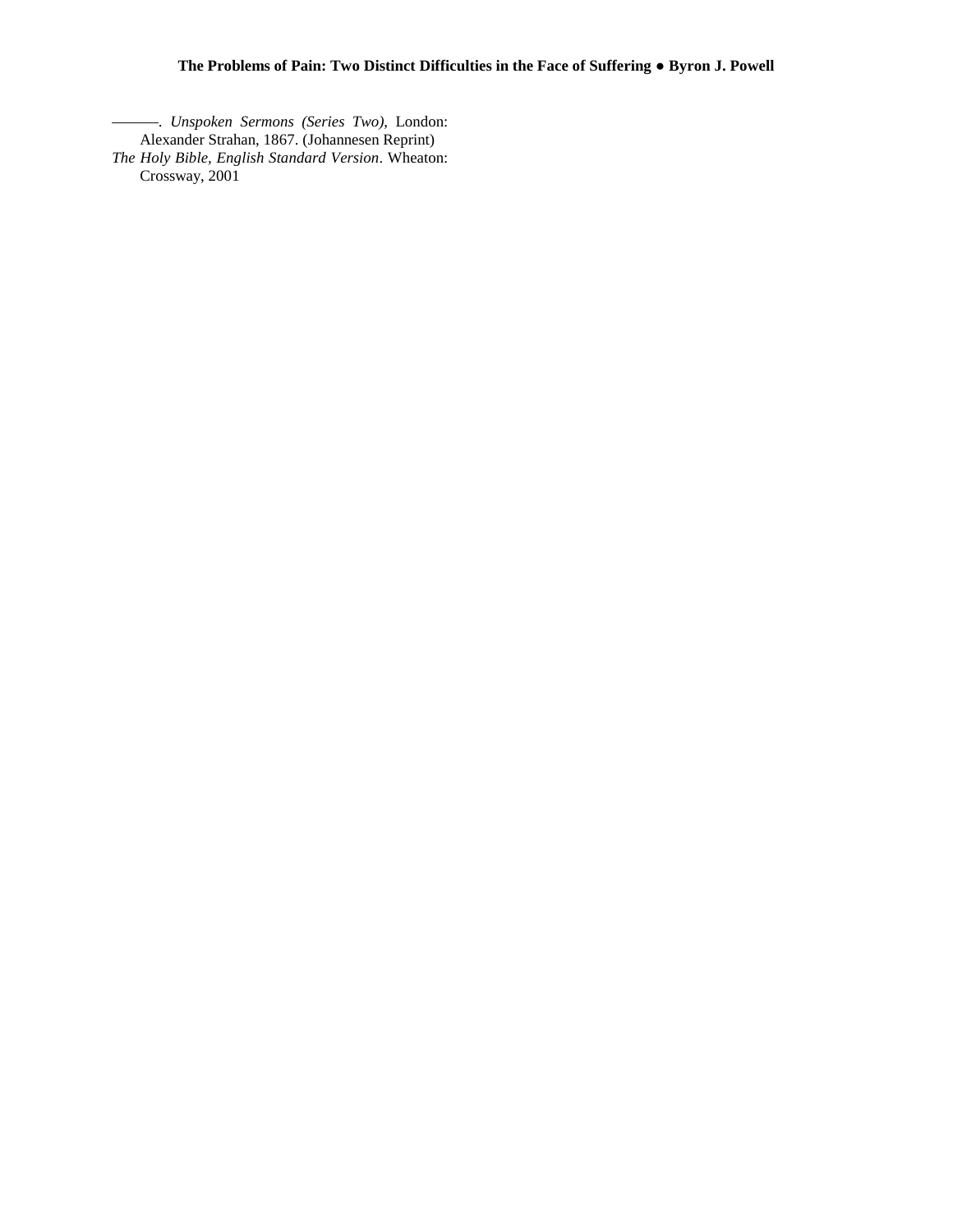———. *Unspoken Sermons (Series Two),* London: Alexander Strahan, 1867. (Johannesen Reprint)

*The Holy Bible, English Standard Version*. Wheaton: Crossway, 2001